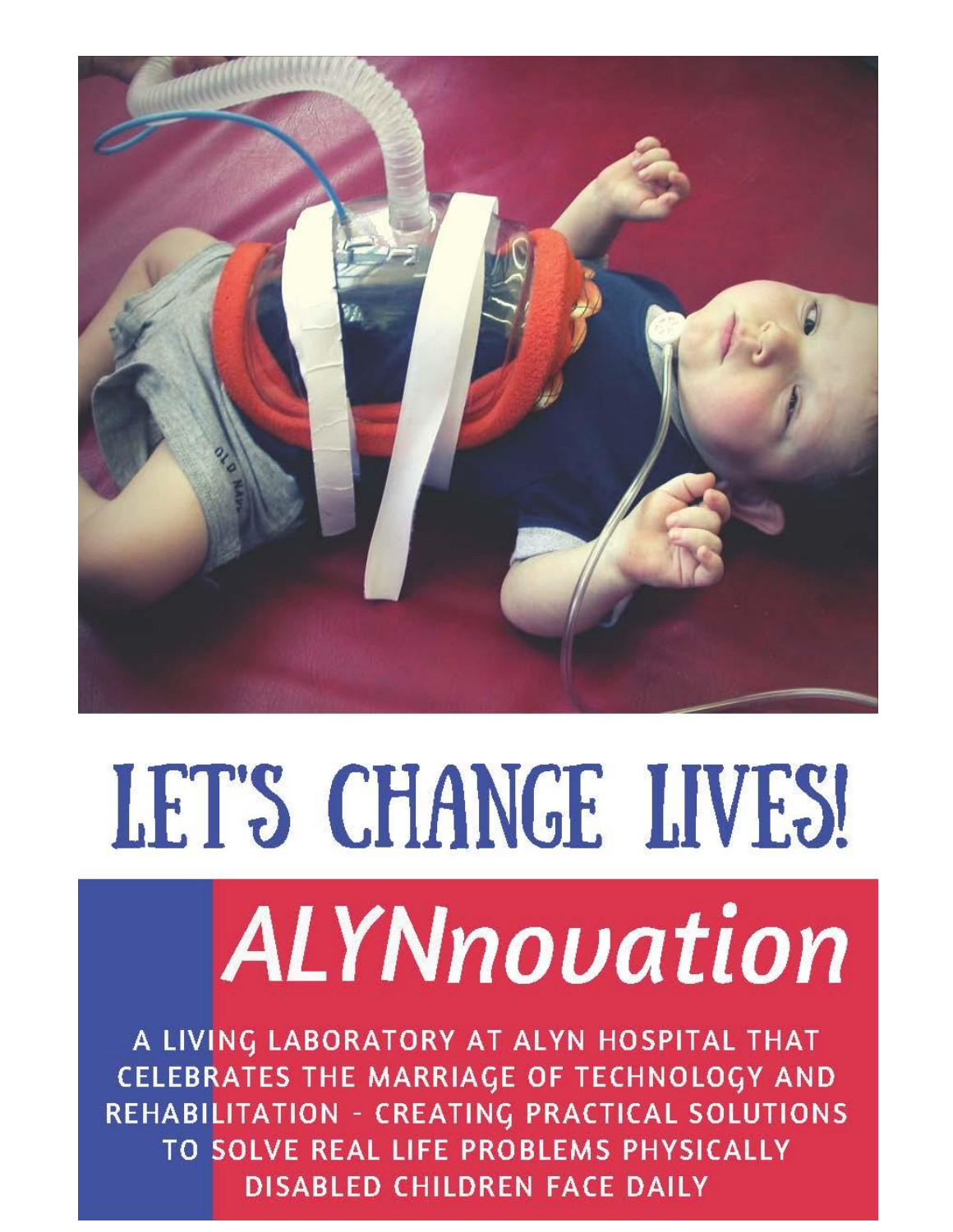# LET'S CHANGE LIVES!

## *ALYNnovation*

A LIVING LABORATORY AT ALYN HOSPITAL THAT CELEBRATES THE MARRIAGE OF TECHNOLOGY AND REHABILITATION - CREATING PRACTICAL SOLUTIONS TO SOLVE REAL LIFE PROBLEMS PHYSICALLY DISABLED CHILDREN FACE DAILY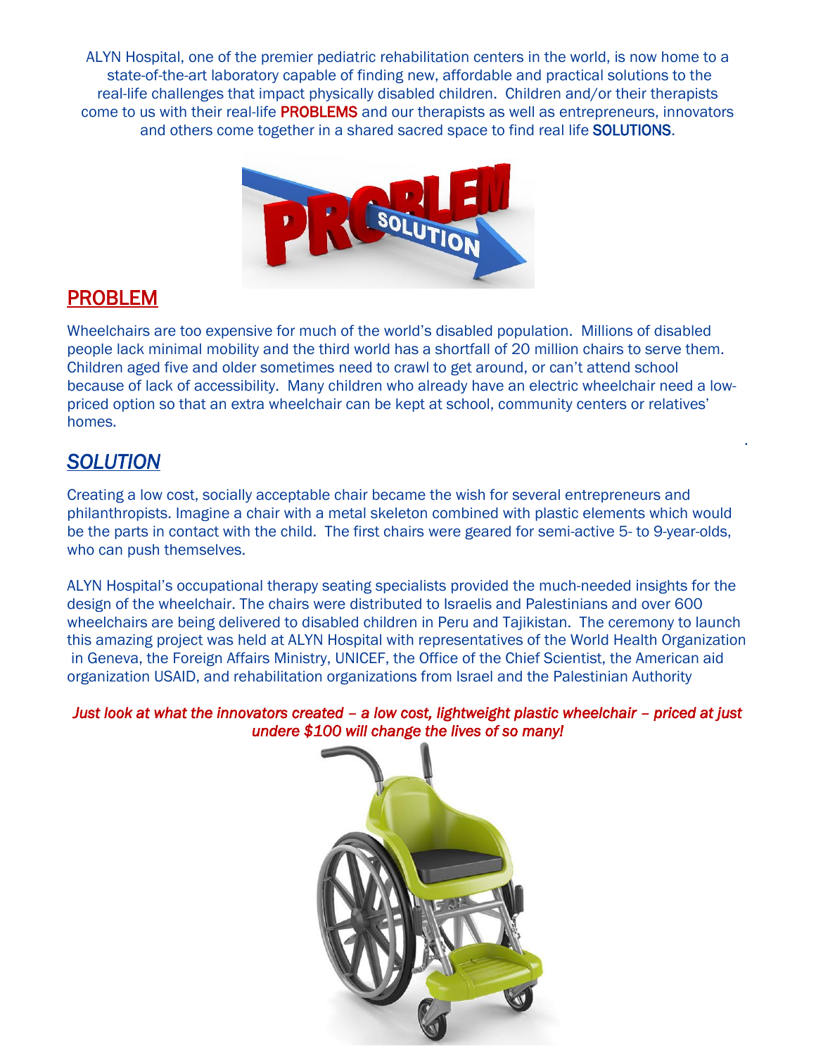ALYN Hospital, one of the premier pediatric rehabilitation centers in the world, is now home to a state-of-the-art laboratory capable of finding new, affordable and practical solutions to the real-life challenges that impact physically disabled children. Children and/or their therapists come to us with their real-life PROBLEMS and our therapists as well as entrepreneurs, innovators and others come together in a shared sacred space to find real life **SOLUTIONS**.

## PROBLEM

Wheelchairs are too expensive for much of the world's disabled population. Millions of disabled people lack minimal mobility and the third world has a shortfall of 20 million chairs to serve them. Children aged five and older sometimes need to crawl to get around, or can't attend school because of lack of accessibility. Many children who already have an electric wheelchair need a low-priced option so that an extra wheelchair can be kept at school, community centers or relatives' homes.

## *SOLUTION*

Creating a low cost, socially acceptable chair became the wish for several entrepreneurs and philanthropists. Imagine a chair with a metal skeleton combined with plastic elements which would be the parts in contact with the child. The first chairs were geared for semi-active 5- to 9-year-olds, who can push themselves.

ALYN Hospital's occupational therapy seating specialists provided the much-needed insights for the design of the wheelchair. The chairs were distributed to Israelis and Palestinians and over 600 wheelchairs are being delivered to disabled children in Peru and Tajikistan. The ceremony to launch this amazing project was held at ALYN Hospital with representatives of the World Health Organization in Geneva, the Foreign Affairs Ministry, UNICEF, the Office of the Chief Scientist, the American aid organization USAID, and rehabilitation organizations from Israel and the Palestinian Authority

*Just look at what the innovators created – a low cost, lightweight plastic wheelchair – priced at just undere $100 will change the lives of so many!*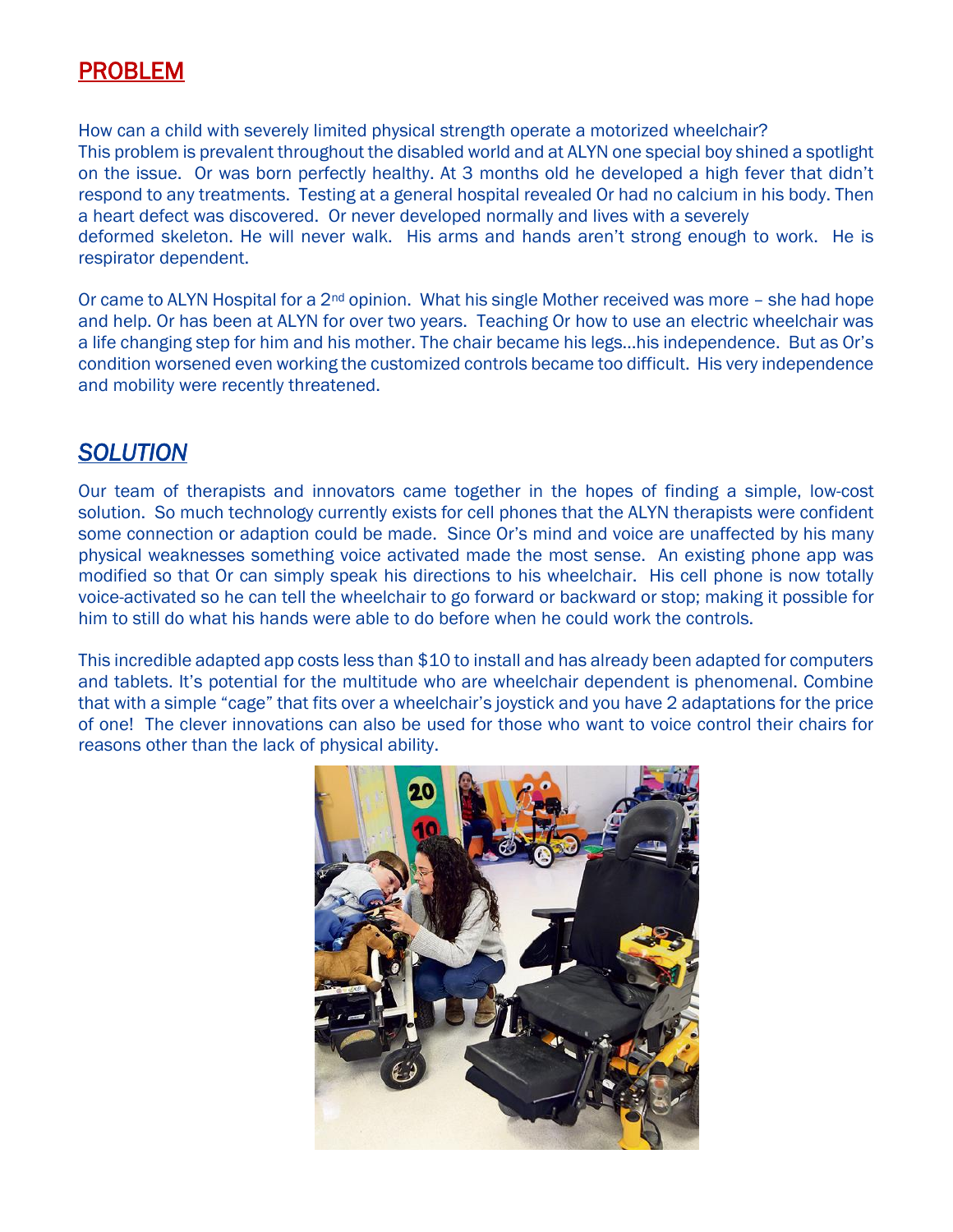## PROBLEM

How can a child with severely limited physical strength operate a motorized wheelchair? This problem is prevalent throughout the disabled world and at ALYN one special boy shined a spotlight on the issue. Or was born perfectly healthy. At 3 months old he developed a high fever that didn't respond to any treatments. Testing at a general hospital revealed Or had no calcium in his body. Then a heart defect was discovered. Or never developed normally and lives with a severely deformed skeleton. He will never walk. His arms and hands aren't strong enough to work. He is respirator dependent.

Or came to ALYN Hospital for a 2nd opinion. What his single Mother received was more – she had hope and help. Or has been at ALYN for over two years. Teaching Or how to use an electric wheelchair was a life changing step for him and his mother. The chair became his legs…his independence. But as Or's condition worsened even working the customized controls became too difficult. His very independence and mobility were recently threatened.

## *SOLUTION*

Our team of therapists and innovators came together in the hopes of finding a simple, low-cost solution. So much technology currently exists for cell phones that the ALYN therapists were confident some connection or adaption could be made. Since Or's mind and voice are unaffected by his many physical weaknesses something voice activated made the most sense. An existing phone app was modified so that Or can simply speak his directions to his wheelchair. His cell phone is now totally voice-activated so he can tell the wheelchair to go forward or backward or stop; making it possible for him to still do what his hands were able to do before when he could work the controls.

This incredible adapted app costs less than $10 to install and has already been adapted for computers and tablets. It's potential for the multitude who are wheelchair dependent is phenomenal. Combine that with a simple "cage" that fits over a wheelchair's joystick and you have 2 adaptations for the price of one! The clever innovations can also be used for those who want to voice control their chairs for reasons other than the lack of physical ability.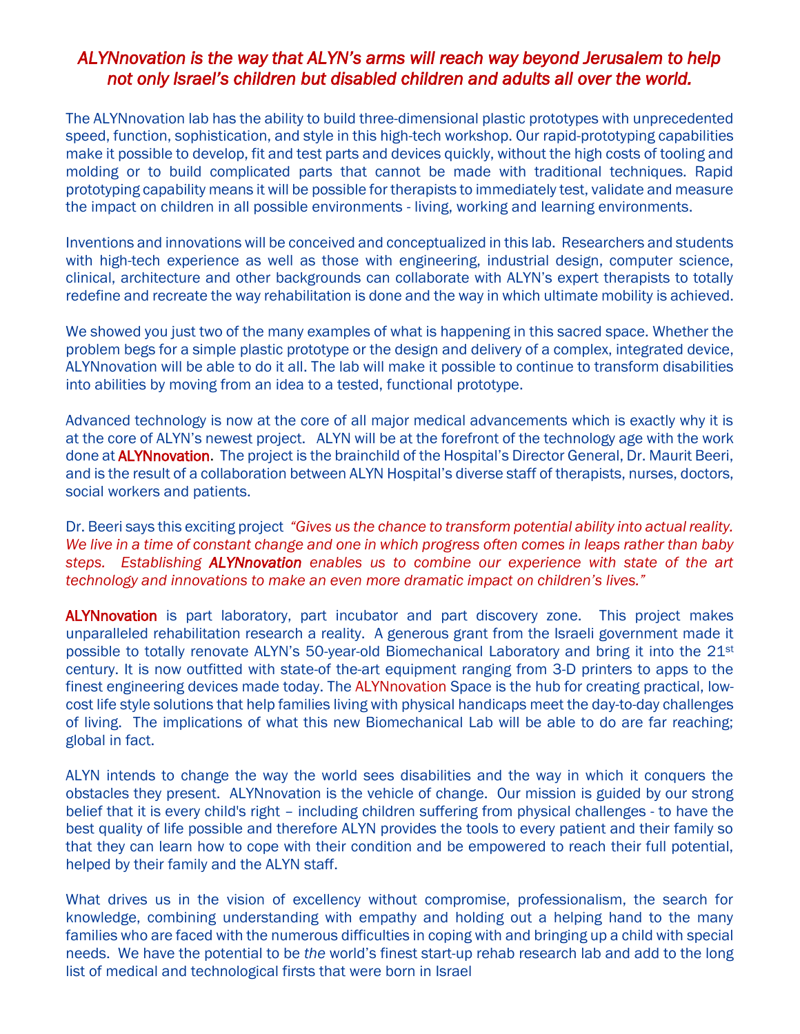*ALYNnovation is the way that ALYN's arms will reach way beyond Jerusalem to help not only Israel's children but disabled children and adults all over the world.*

The ALYNnovation lab has the ability to build three-dimensional plastic prototypes with unprecedented speed, function, sophistication, and style in this high-tech workshop. Our rapid-prototyping capabilities make it possible to develop, fit and test parts and devices quickly, without the high costs of tooling and molding or to build complicated parts that cannot be made with traditional techniques. Rapid prototyping capability means it will be possible for therapists to immediately test, validate and measure the impact on children in all possible environments - living, working and learning environments.

Inventions and innovations will be conceived and conceptualized in this lab. Researchers and students with high-tech experience as well as those with engineering, industrial design, computer science, clinical, architecture and other backgrounds can collaborate with ALYN's expert therapists to totally redefine and recreate the way rehabilitation is done and the way in which ultimate mobility is achieved.

We showed you just two of the many examples of what is happening in this sacred space. Whether the problem begs for a simple plastic prototype or the design and delivery of a complex, integrated device, ALYNnovation will be able to do it all. The lab will make it possible to continue to transform disabilities into abilities by moving from an idea to a tested, functional prototype.

Advanced technology is now at the core of all major medical advancements which is exactly why it is at the core of ALYN's newest project. ALYN will be at the forefront of the technology age with the work done at ALYNnovation. The project is the brainchild of the Hospital's Director General, Dr. Maurit Beeri, and is the result of a collaboration between ALYN Hospital's diverse staff of therapists, nurses, doctors, social workers and patients.

Dr. Beeri says this exciting project *"Gives us the chance to transform potential ability into actual reality. We live in a time of constant change and one in which progress often comes in leaps rather than baby steps. Establishing ALYNnovation enables us to combine our experience with state of the art technology and innovations to make an even more dramatic impact on children's lives."*

ALYNnovation is part laboratory, part incubator and part discovery zone. This project makes unparalleled rehabilitation research a reality. A generous grant from the Israeli government made it possible to totally renovate ALYN's 50-year-old Biomechanical Laboratory and bring it into the 21st century. It is now outfitted with state-of the-art equipment ranging from 3-D printers to apps to the finest engineering devices made today. The ALYNnovation Space is the hub for creating practical, low-cost life style solutions that help families living with physical handicaps meet the day-to-day challenges of living. The implications of what this new Biomechanical Lab will be able to do are far reaching; global in fact.

ALYN intends to change the way the world sees disabilities and the way in which it conquers the obstacles they present. ALYNnovation is the vehicle of change. Our mission is guided by our strong belief that it is every child's right – including children suffering from physical challenges - to have the best quality of life possible and therefore ALYN provides the tools to every patient and their family so that they can learn how to cope with their condition and be empowered to reach their full potential, helped by their family and the ALYN staff.

What drives us in the vision of excellency without compromise, professionalism, the search for knowledge, combining understanding with empathy and holding out a helping hand to the many families who are faced with the numerous difficulties in coping with and bringing up a child with special needs. We have the potential to be *the* world's finest start-up rehab research lab and add to the long list of medical and technological firsts that were born in Israel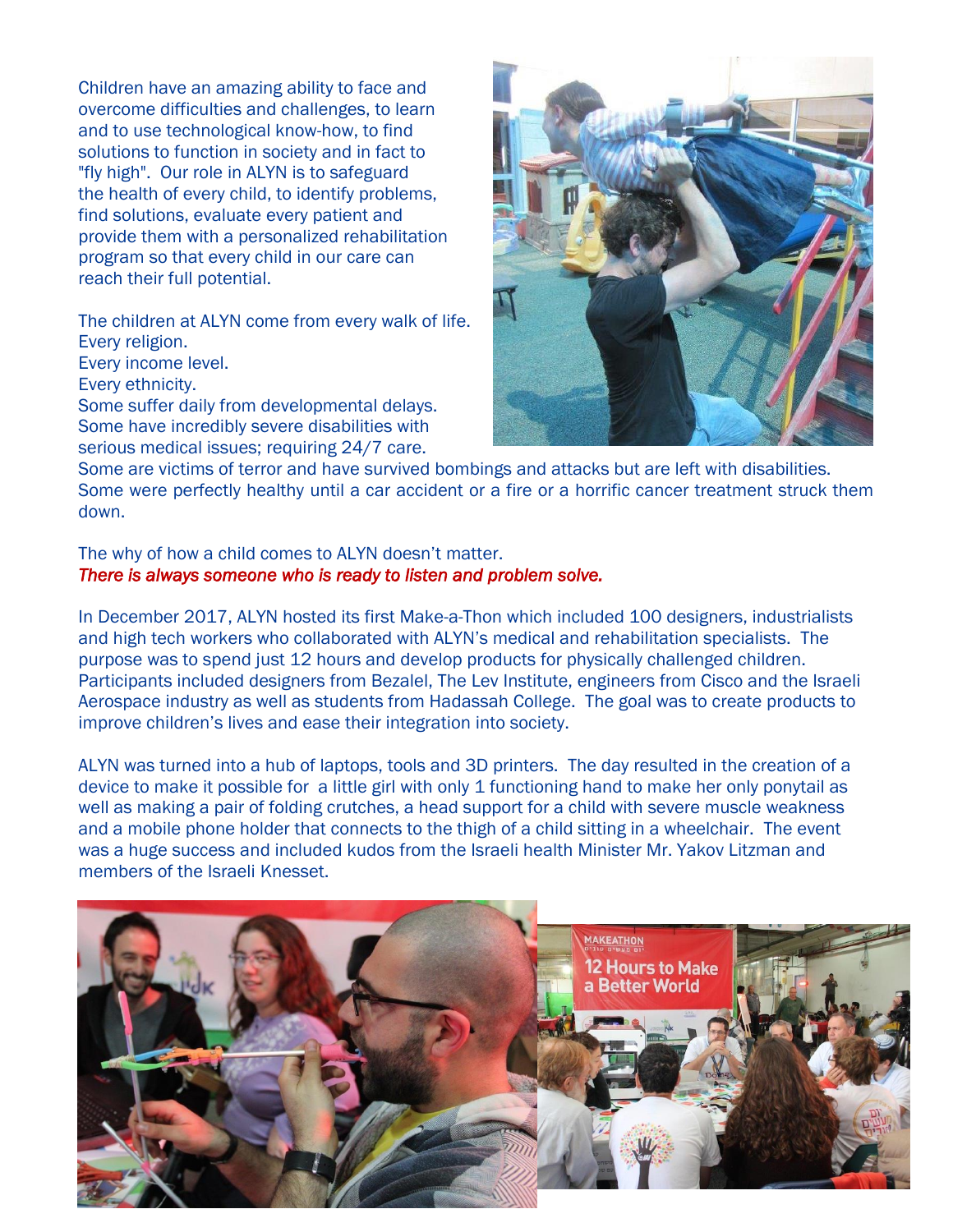Children have an amazing ability to face and overcome difficulties and challenges, to learn and to use technological know-how, to find solutions to function in society and in fact to "fly high". Our role in ALYN is to safeguard the health of every child, to identify problems, find solutions, evaluate every patient and provide them with a personalized rehabilitation program so that every child in our care can reach their full potential.

The children at ALYN come from every walk of life.
Every religion.
Every income level.
Every ethnicity.
Some suffer daily from developmental delays.
Some have incredibly severe disabilities with serious medical issues; requiring 24/7 care.
Some are victims of terror and have survived bombings and attacks but are left with disabilities.
Some were perfectly healthy until a car accident or a fire or a horrific cancer treatment struck them down.

The why of how a child comes to ALYN doesn't matter.
*There is always someone who is ready to listen and problem solve.*

In December 2017, ALYN hosted its first Make-a-Thon which included 100 designers, industrialists and high tech workers who collaborated with ALYN's medical and rehabilitation specialists. The purpose was to spend just 12 hours and develop products for physically challenged children. Participants included designers from Bezalel, The Lev Institute, engineers from Cisco and the Israeli Aerospace industry as well as students from Hadassah College. The goal was to create products to improve children's lives and ease their integration into society.

ALYN was turned into a hub of laptops, tools and 3D printers. The day resulted in the creation of a device to make it possible for a little girl with only 1 functioning hand to make her only ponytail as well as making a pair of folding crutches, a head support for a child with severe muscle weakness and a mobile phone holder that connects to the thigh of a child sitting in a wheelchair. The event was a huge success and included kudos from the Israeli health Minister Mr. Yakov Litzman and members of the Israeli Knesset.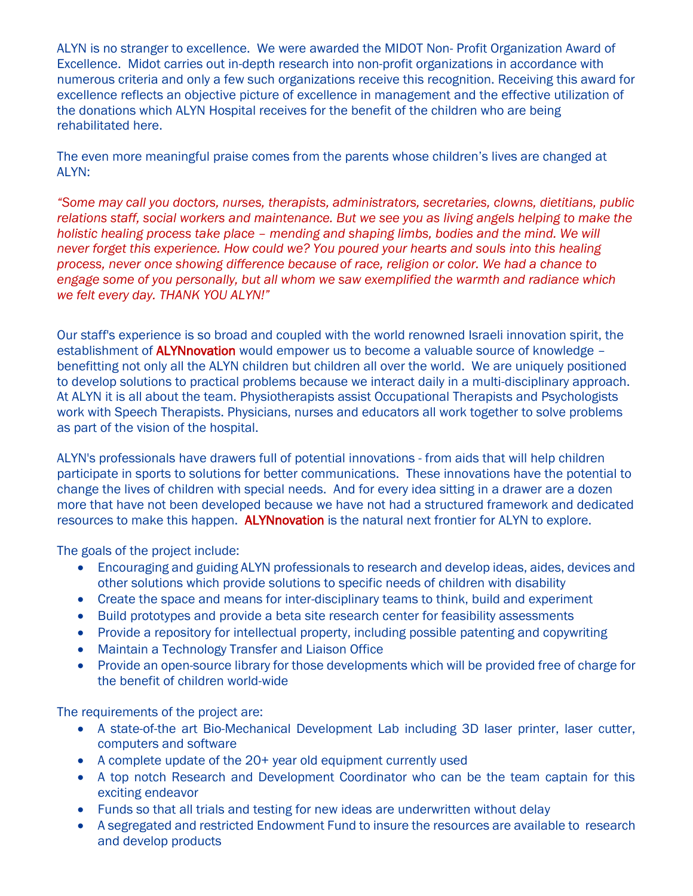ALYN is no stranger to excellence. We were awarded the MIDOT Non- Profit Organization Award of Excellence. Midot carries out in-depth research into non-profit organizations in accordance with numerous criteria and only a few such organizations receive this recognition. Receiving this award for excellence reflects an objective picture of excellence in management and the effective utilization of the donations which ALYN Hospital receives for the benefit of the children who are being rehabilitated here.

The even more meaningful praise comes from the parents whose children's lives are changed at ALYN:

*"Some may call you doctors, nurses, therapists, administrators, secretaries, clowns, dietitians, public relations staff, social workers and maintenance. But we see you as living angels helping to make the holistic healing process take place – mending and shaping limbs, bodies and the mind. We will never forget this experience. How could we? You poured your hearts and souls into this healing process, never once showing difference because of race, religion or color. We had a chance to engage some of you personally, but all whom we saw exemplified the warmth and radiance which we felt every day. THANK YOU ALYN!"*

Our staff's experience is so broad and coupled with the world renowned Israeli innovation spirit, the establishment of ALYNnovation would empower us to become a valuable source of knowledge – benefitting not only all the ALYN children but children all over the world. We are uniquely positioned to develop solutions to practical problems because we interact daily in a multi-disciplinary approach. At ALYN it is all about the team. Physiotherapists assist Occupational Therapists and Psychologists work with Speech Therapists. Physicians, nurses and educators all work together to solve problems as part of the vision of the hospital.

ALYN's professionals have drawers full of potential innovations - from aids that will help children participate in sports to solutions for better communications. These innovations have the potential to change the lives of children with special needs. And for every idea sitting in a drawer are a dozen more that have not been developed because we have not had a structured framework and dedicated resources to make this happen. ALYNnovation is the natural next frontier for ALYN to explore.

The goals of the project include:

- Encouraging and guiding ALYN professionals to research and develop ideas, aides, devices and other solutions which provide solutions to specific needs of children with disability
- Create the space and means for inter-disciplinary teams to think, build and experiment
- Build prototypes and provide a beta site research center for feasibility assessments
- Provide a repository for intellectual property, including possible patenting and copywriting
- Maintain a Technology Transfer and Liaison Office
- Provide an open-source library for those developments which will be provided free of charge for the benefit of children world-wide

The requirements of the project are:

- A state-of-the art Bio-Mechanical Development Lab including 3D laser printer, laser cutter, computers and software
- A complete update of the 20+ year old equipment currently used
- A top notch Research and Development Coordinator who can be the team captain for this exciting endeavor
- Funds so that all trials and testing for new ideas are underwritten without delay
- A segregated and restricted Endowment Fund to insure the resources are available to research and develop products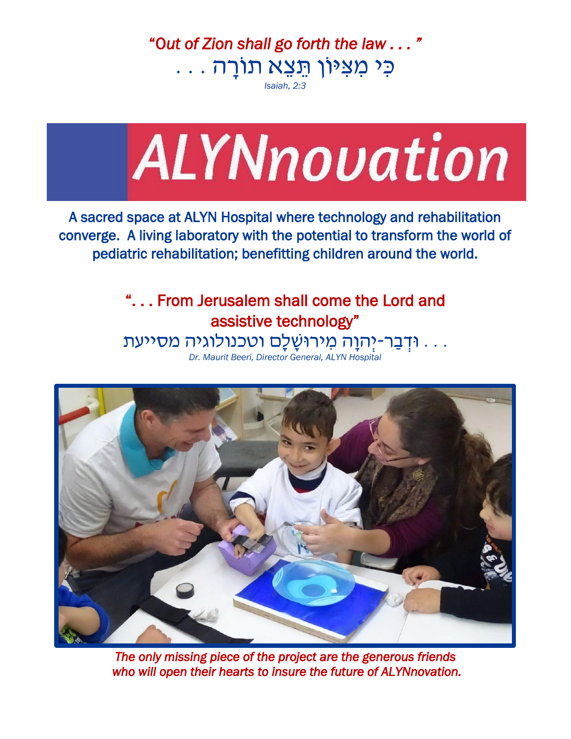*"Out of Zion shall go forth the law . . . "*

כִּי מִצִּיּוֹן תֵּצֵא תוֹרָה . . .

*Isaiah, 2:3*

# ALYNnovation

A sacred space at ALYN Hospital where technology and rehabilitation converge. A living laboratory with the potential to transform the world of pediatric rehabilitation; benefitting children around the world.

"... From Jerusalem shall come the Lord and assistive technology"

. . . וּדְבַר-יְהוָה מִירוּשָׁלִָם וטכנולוגיה מסייעת

*Dr. Maurit Beeri, Director General, ALYN Hospital*

*The only missing piece of the project are the generous friends who will open their hearts to insure the future of ALYNnovation.*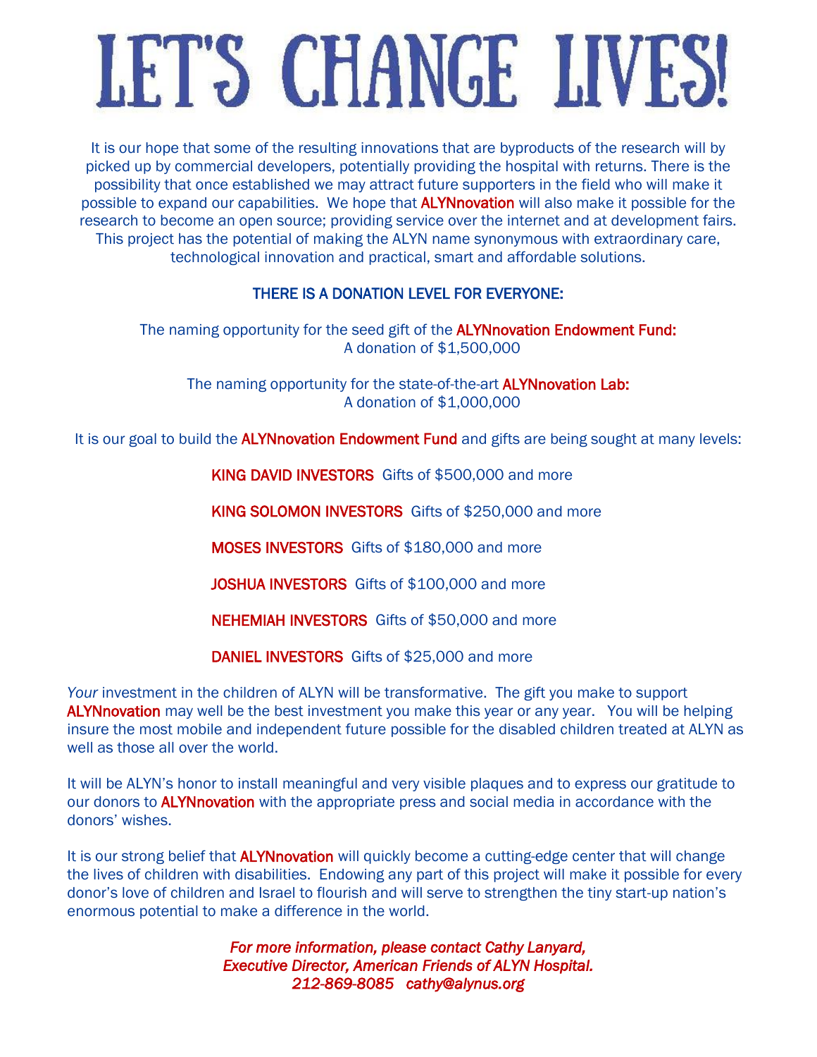# LET'S CHANGE LIVES!

It is our hope that some of the resulting innovations that are byproducts of the research will by picked up by commercial developers, potentially providing the hospital with returns. There is the possibility that once established we may attract future supporters in the field who will make it possible to expand our capabilities. We hope that **ALYNnovation** will also make it possible for the research to become an open source; providing service over the internet and at development fairs. This project has the potential of making the ALYN name synonymous with extraordinary care, technological innovation and practical, smart and affordable solutions.

**THERE IS A DONATION LEVEL FOR EVERYONE:**

The naming opportunity for the seed gift of the **ALYNnovation Endowment Fund:**
A donation of $1,500,000

The naming opportunity for the state-of-the-art **ALYNnovation Lab:**
A donation of $1,000,000

It is our goal to build the **ALYNnovation Endowment Fund** and gifts are being sought at many levels:

**KING DAVID INVESTORS** Gifts of $500,000 and more

**KING SOLOMON INVESTORS** Gifts of $250,000 and more

**MOSES INVESTORS** Gifts of $180,000 and more

**JOSHUA INVESTORS** Gifts of $100,000 and more

**NEHEMIAH INVESTORS** Gifts of $50,000 and more

**DANIEL INVESTORS** Gifts of $25,000 and more

*Your* investment in the children of ALYN will be transformative. The gift you make to support **ALYNnovation** may well be the best investment you make this year or any year. You will be helping insure the most mobile and independent future possible for the disabled children treated at ALYN as well as those all over the world.

It will be ALYN's honor to install meaningful and very visible plaques and to express our gratitude to our donors to **ALYNnovation** with the appropriate press and social media in accordance with the donors' wishes.

It is our strong belief that **ALYNnovation** will quickly become a cutting-edge center that will change the lives of children with disabilities. Endowing any part of this project will make it possible for every donor's love of children and Israel to flourish and will serve to strengthen the tiny start-up nation's enormous potential to make a difference in the world.

*For more information, please contact Cathy Lanyard,*
*Executive Director, American Friends of ALYN Hospital.*
*212-869-8085 cathy@alynus.org*